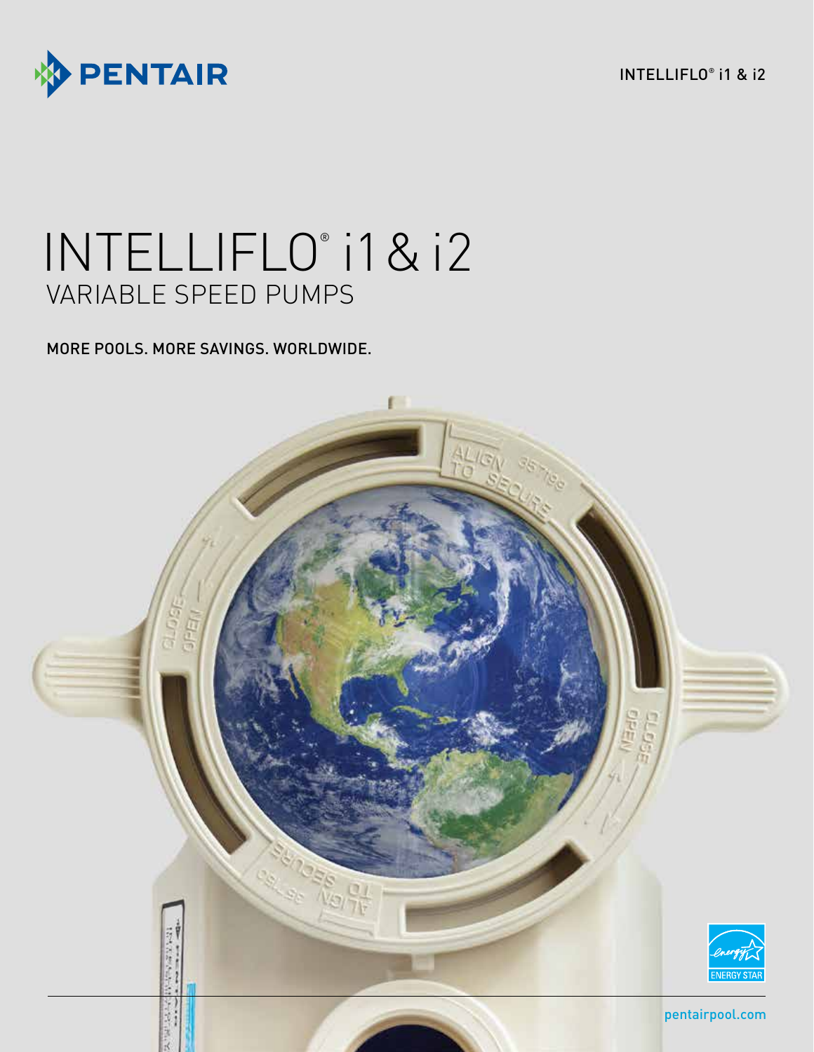# INTELLIFLO® i1 & i2

## VARIABLE SPEED PUMPS

MORE POOLS. MORE SAVINGS. WORLDWIDE.

pentairpool.com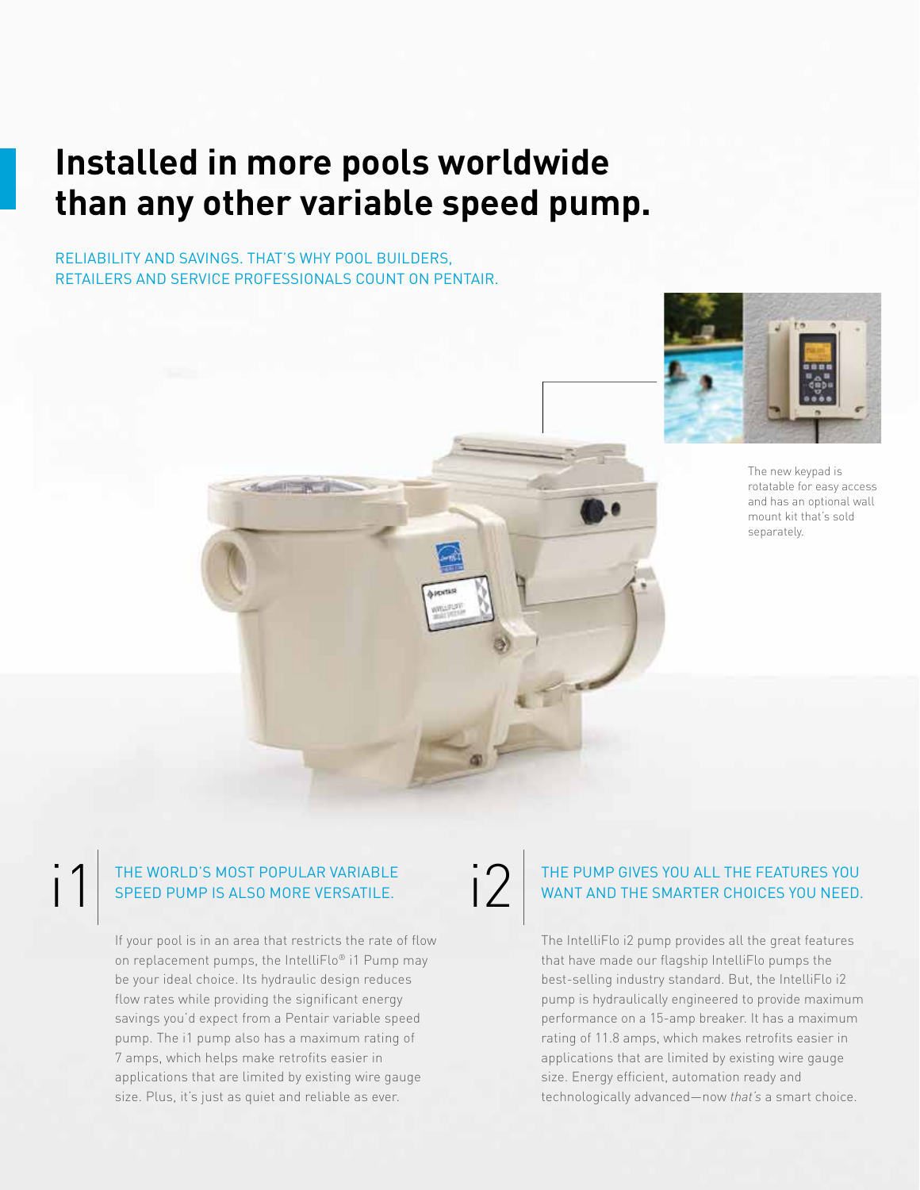# Installed in more pools worldwide than any other variable speed pump.

RELIABILITY AND SAVINGS. THAT'S WHY POOL BUILDERS, RETAILERS AND SERVICE PROFESSIONALS COUNT ON PENTAIR.

The new keypad is rotatable for easy access and has an optional wall mount kit that's sold separately.

## i1 | THE WORLD'S MOST POPULAR VARIABLE SPEED PUMP IS ALSO MORE VERSATILE.

If your pool is in an area that restricts the rate of flow on replacement pumps, the IntelliFlo® i1 Pump may be your ideal choice. Its hydraulic design reduces flow rates while providing the significant energy savings you'd expect from a Pentair variable speed pump. The i1 pump also has a maximum rating of 7 amps, which helps make retrofits easier in applications that are limited by existing wire gauge size. Plus, it's just as quiet and reliable as ever.

## i2 | THE PUMP GIVES YOU ALL THE FEATURES YOU WANT AND THE SMARTER CHOICES YOU NEED.

The IntelliFlo i2 pump provides all the great features that have made our flagship IntelliFlo pumps the best-selling industry standard. But, the IntelliFlo i2 pump is hydraulically engineered to provide maximum performance on a 15-amp breaker. It has a maximum rating of 11.8 amps, which makes retrofits easier in applications that are limited by existing wire gauge size. Energy efficient, automation ready and technologically advanced—now *that's* a smart choice.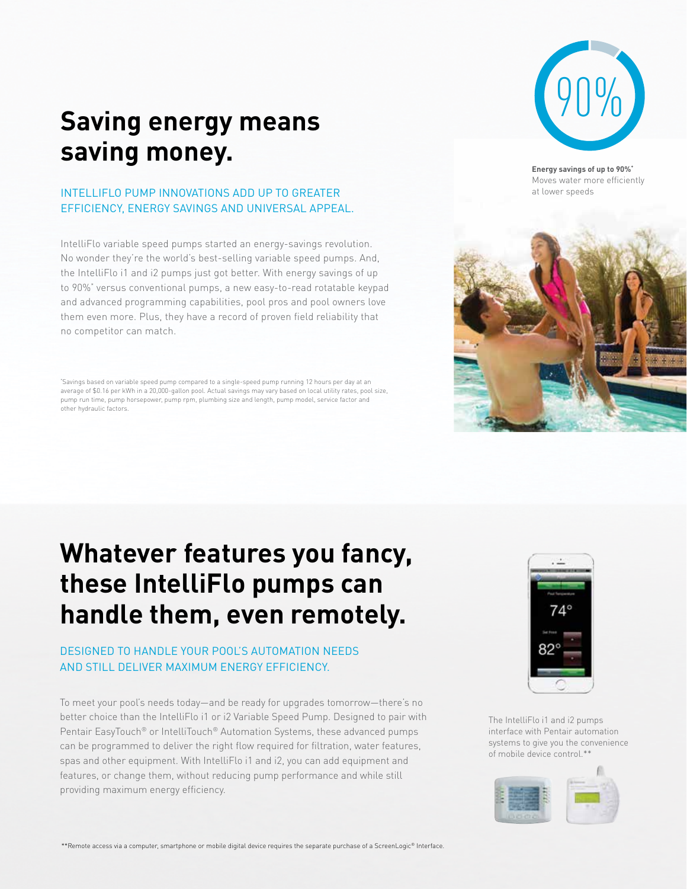# Saving energy means saving money.

INTELLIFLO PUMP INNOVATIONS ADD UP TO GREATER EFFICIENCY, ENERGY SAVINGS AND UNIVERSAL APPEAL.

IntelliFlo variable speed pumps started an energy-savings revolution. No wonder they're the world's best-selling variable speed pumps. And, the IntelliFlo i1 and i2 pumps just got better. With energy savings of up to 90%* versus conventional pumps, a new easy-to-read rotatable keypad and advanced programming capabilities, pool pros and pool owners love them even more. Plus, they have a record of proven field reliability that no competitor can match.

*Savings based on variable speed pump compared to a single-speed pump running 12 hours per day at an average of $0.16 per kWh in a 20,000-gallon pool. Actual savings may vary based on local utility rates, pool size, pump run time, pump horsepower, pump rpm, plumbing size and length, pump model, service factor and other hydraulic factors.

90%

**Energy savings of up to 90%***
Moves water more efficiently at lower speeds

# Whatever features you fancy, these IntelliFlo pumps can handle them, even remotely.

DESIGNED TO HANDLE YOUR POOL'S AUTOMATION NEEDS AND STILL DELIVER MAXIMUM ENERGY EFFICIENCY.

To meet your pool's needs today—and be ready for upgrades tomorrow—there's no better choice than the IntelliFlo i1 or i2 Variable Speed Pump. Designed to pair with Pentair EasyTouch® or IntelliTouch® Automation Systems, these advanced pumps can be programmed to deliver the right flow required for filtration, water features, spas and other equipment. With IntelliFlo i1 and i2, you can add equipment and features, or change them, without reducing pump performance and while still providing maximum energy efficiency.

The IntelliFlo i1 and i2 pumps interface with Pentair automation systems to give you the convenience of mobile device control.**

**Remote access via a computer, smartphone or mobile digital device requires the separate purchase of a ScreenLogic® Interface.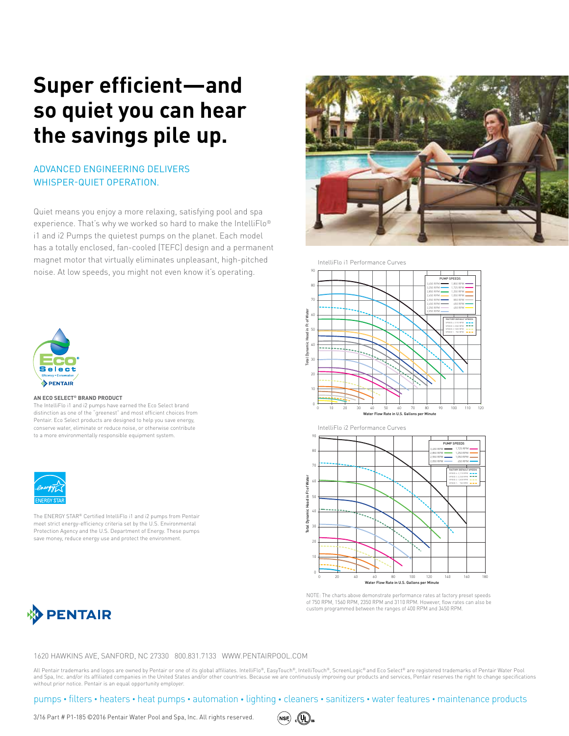# Super efficient—and so quiet you can hear the savings pile up.

ADVANCED ENGINEERING DELIVERS WHISPER-QUIET OPERATION.

Quiet means you enjoy a more relaxing, satisfying pool and spa experience. That's why we worked so hard to make the IntelliFlo® i1 and i2 Pumps the quietest pumps on the planet. Each model has a totally enclosed, fan-cooled (TEFC) design and a permanent magnet motor that virtually eliminates unpleasant, high-pitched noise. At low speeds, you might not even know it's operating.

**AN ECO SELECT® BRAND PRODUCT**

The IntelliFlo i1 and i2 pumps have earned the Eco Select brand distinction as one of the "greenest" and most efficient choices from Pentair. Eco Select products are designed to help you save energy, conserve water, eliminate or reduce noise, or otherwise contribute to a more environmentally responsible equipment system.

The ENERGY STAR® Certified IntelliFlo i1 and i2 pumps from Pentair meet strict energy-efficiency criteria set by the U.S. Environmental Protection Agency and the U.S. Department of Energy. These pumps save money, reduce energy use and protect the environment.

IntelliFlo i1 Performance Curves

Total Dynamic Head in Ft of Water

Water Flow Rate in U.S. Gallons per Minute

PUMP SPEEDS

3,450 RPM, 3,250 RPM, 2,850 RPM, 2,650 RPM, 2,550 RPM, 2,450 RPM, 2,250 RPM, 2,050 RPM, 1,850 RPM, 1,725 RPM, 1,250 RPM, 1,050 RPM, 850 RPM, 650 RPM, 450 RPM

FACTORY DEFAULT SPEEDS

SPEED 4 - 3110 RPM, SPEED 3 - 2350 RPM, SPEED 2 - 1560 RPM, SPEED 1 - 750 RPM

IntelliFlo i2 Performance Curves

Total Dynamic Head in Ft of Water

Water Flow Rate in U.S. Gallons per Minute

PUMP SPEEDS

3,450 RPM, 2,850 RPM, 2,550 RPM, 2,050 RPM, 1,725 RPM, 1,250 RPM, 1,050 RPM, 450 RPM

FACTORY DEFAULT SPEEDS

SPEED 4 - 3110 RPM, SPEED 3 - 2350 RPM, SPEED 2 - 1560 RPM, SPEED 1 - 750 RPM

NOTE: The charts above demonstrate performance rates at factory preset speeds of 750 RPM, 1560 RPM, 2350 RPM and 3110 RPM. However, flow rates can also be custom programmed between the ranges of 400 RPM and 3450 RPM.

PENTAIR

1620 HAWKINS AVE, SANFORD, NC 27330 800.831.7133 WWW.PENTAIRPOOL.COM

All Pentair trademarks and logos are owned by Pentair or one of its global affiliates. IntelliFlo®, EasyTouch®, IntelliTouch®, ScreenLogic® and Eco Select® are registered trademarks of Pentair Water Pool and Spa, Inc. and/or its affiliated companies in the United States and/or other countries. Because we are continuously improving our products and services, Pentair reserves the right to change specifications without prior notice. Pentair is an equal opportunity employer.

pumps • filters • heaters • heat pumps • automation • lighting • cleaners • sanitizers • water features • maintenance products

3/16 Part # P1-185 ©2016 Pentair Water Pool and Spa, Inc. All rights reserved.